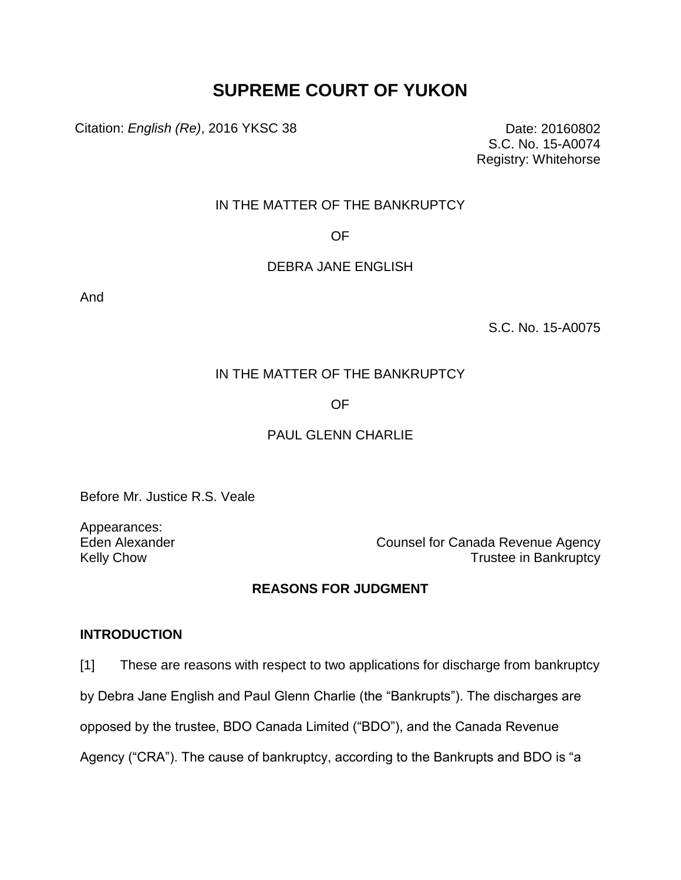# SUPREME COURT OF YUKON

Citation: *English (Re)*, 2016 YKSC 38

Date: 20160802
S.C. No. 15-A0074
Registry: Whitehorse

IN THE MATTER OF THE BANKRUPTCY

OF

DEBRA JANE ENGLISH

And

S.C. No. 15-A0075

IN THE MATTER OF THE BANKRUPTCY

OF

PAUL GLENN CHARLIE

Before Mr. Justice R.S. Veale

Appearances:

| | |
|---|---|
| Eden Alexander | Counsel for Canada Revenue Agency |
| Kelly Chow | Trustee in Bankruptcy |

## REASONS FOR JUDGMENT

### INTRODUCTION

[1] These are reasons with respect to two applications for discharge from bankruptcy by Debra Jane English and Paul Glenn Charlie (the "Bankrupts"). The discharges are opposed by the trustee, BDO Canada Limited ("BDO"), and the Canada Revenue Agency ("CRA"). The cause of bankruptcy, according to the Bankrupts and BDO is "a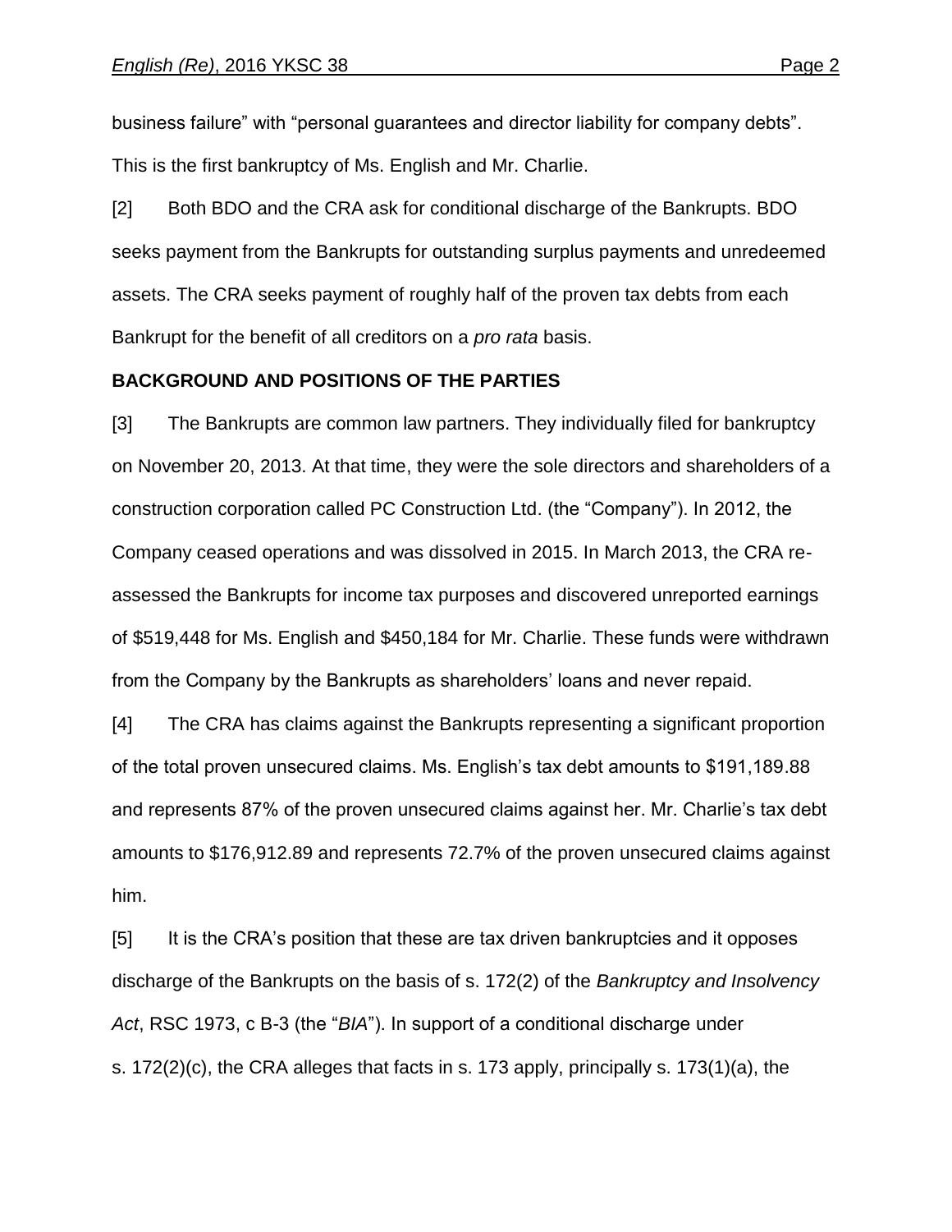business failure" with "personal guarantees and director liability for company debts". This is the first bankruptcy of Ms. English and Mr. Charlie.

[2] Both BDO and the CRA ask for conditional discharge of the Bankrupts. BDO seeks payment from the Bankrupts for outstanding surplus payments and unredeemed assets. The CRA seeks payment of roughly half of the proven tax debts from each Bankrupt for the benefit of all creditors on a *pro rata* basis.

**BACKGROUND AND POSITIONS OF THE PARTIES**

[3] The Bankrupts are common law partners. They individually filed for bankruptcy on November 20, 2013. At that time, they were the sole directors and shareholders of a construction corporation called PC Construction Ltd. (the "Company"). In 2012, the Company ceased operations and was dissolved in 2015. In March 2013, the CRA re-assessed the Bankrupts for income tax purposes and discovered unreported earnings of $519,448 for Ms. English and $450,184 for Mr. Charlie. These funds were withdrawn from the Company by the Bankrupts as shareholders' loans and never repaid.

[4] The CRA has claims against the Bankrupts representing a significant proportion of the total proven unsecured claims. Ms. English's tax debt amounts to $191,189.88 and represents 87% of the proven unsecured claims against her. Mr. Charlie's tax debt amounts to $176,912.89 and represents 72.7% of the proven unsecured claims against him.

[5] It is the CRA's position that these are tax driven bankruptcies and it opposes discharge of the Bankrupts on the basis of s. 172(2) of the *Bankruptcy and Insolvency Act*, RSC 1973, c B-3 (the "*BIA*"). In support of a conditional discharge under s. 172(2)(c), the CRA alleges that facts in s. 173 apply, principally s. 173(1)(a), the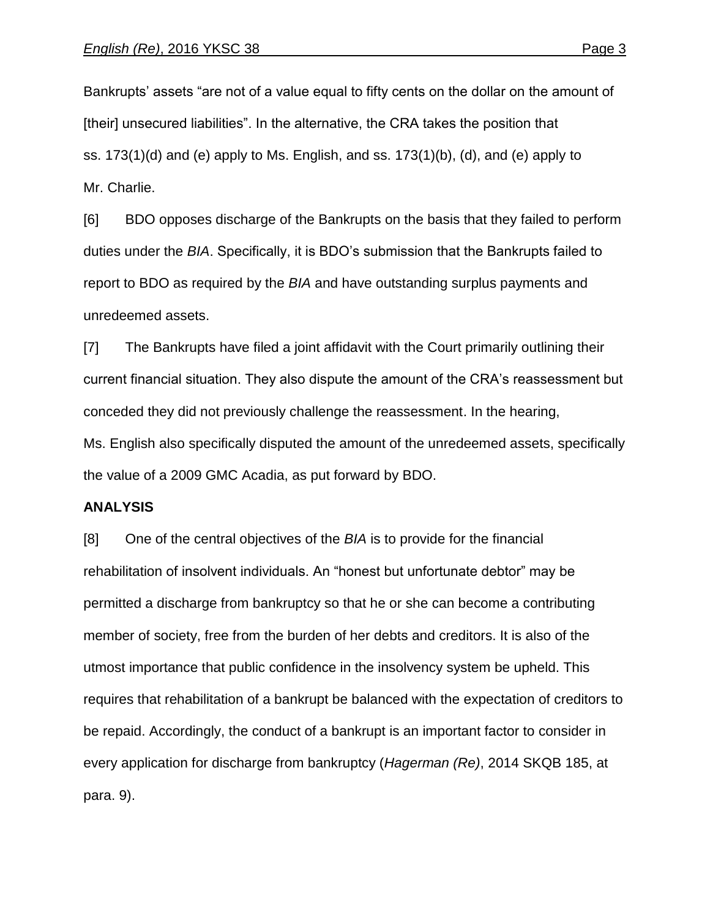Bankrupts' assets "are not of a value equal to fifty cents on the dollar on the amount of [their] unsecured liabilities". In the alternative, the CRA takes the position that ss. 173(1)(d) and (e) apply to Ms. English, and ss. 173(1)(b), (d), and (e) apply to Mr. Charlie.

[6] BDO opposes discharge of the Bankrupts on the basis that they failed to perform duties under the *BIA*. Specifically, it is BDO's submission that the Bankrupts failed to report to BDO as required by the *BIA* and have outstanding surplus payments and unredeemed assets.

[7] The Bankrupts have filed a joint affidavit with the Court primarily outlining their current financial situation. They also dispute the amount of the CRA's reassessment but conceded they did not previously challenge the reassessment. In the hearing, Ms. English also specifically disputed the amount of the unredeemed assets, specifically the value of a 2009 GMC Acadia, as put forward by BDO.

**ANALYSIS**

[8] One of the central objectives of the *BIA* is to provide for the financial rehabilitation of insolvent individuals. An "honest but unfortunate debtor" may be permitted a discharge from bankruptcy so that he or she can become a contributing member of society, free from the burden of her debts and creditors. It is also of the utmost importance that public confidence in the insolvency system be upheld. This requires that rehabilitation of a bankrupt be balanced with the expectation of creditors to be repaid. Accordingly, the conduct of a bankrupt is an important factor to consider in every application for discharge from bankruptcy (*Hagerman (Re)*, 2014 SKQB 185, at para. 9).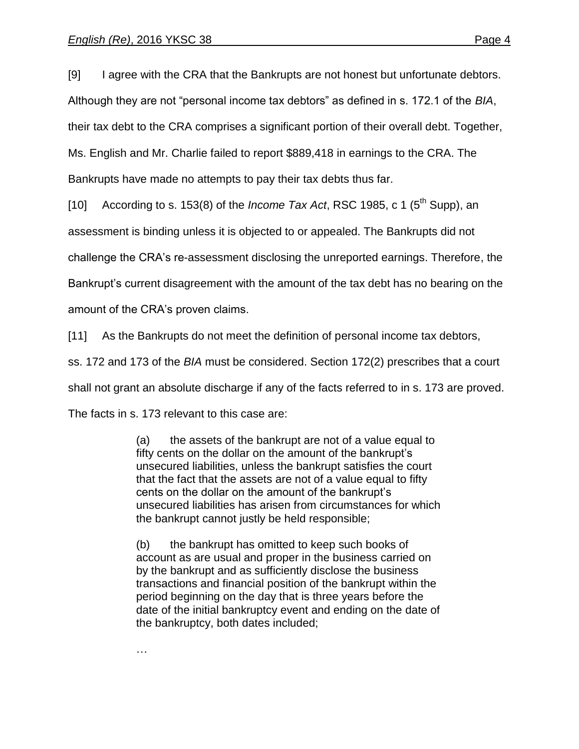[9] I agree with the CRA that the Bankrupts are not honest but unfortunate debtors. Although they are not "personal income tax debtors" as defined in s. 172.1 of the *BIA*, their tax debt to the CRA comprises a significant portion of their overall debt. Together, Ms. English and Mr. Charlie failed to report $889,418 in earnings to the CRA. The Bankrupts have made no attempts to pay their tax debts thus far.

[10] According to s. 153(8) of the *Income Tax Act*, RSC 1985, c 1 (5th Supp), an assessment is binding unless it is objected to or appealed. The Bankrupts did not challenge the CRA's re-assessment disclosing the unreported earnings. Therefore, the Bankrupt's current disagreement with the amount of the tax debt has no bearing on the amount of the CRA's proven claims.

[11] As the Bankrupts do not meet the definition of personal income tax debtors, ss. 172 and 173 of the *BIA* must be considered. Section 172(2) prescribes that a court shall not grant an absolute discharge if any of the facts referred to in s. 173 are proved. The facts in s. 173 relevant to this case are:

> (a) the assets of the bankrupt are not of a value equal to fifty cents on the dollar on the amount of the bankrupt's unsecured liabilities, unless the bankrupt satisfies the court that the fact that the assets are not of a value equal to fifty cents on the dollar on the amount of the bankrupt's unsecured liabilities has arisen from circumstances for which the bankrupt cannot justly be held responsible;
>
> (b) the bankrupt has omitted to keep such books of account as are usual and proper in the business carried on by the bankrupt and as sufficiently disclose the business transactions and financial position of the bankrupt within the period beginning on the day that is three years before the date of the initial bankruptcy event and ending on the date of the bankruptcy, both dates included;
>
> …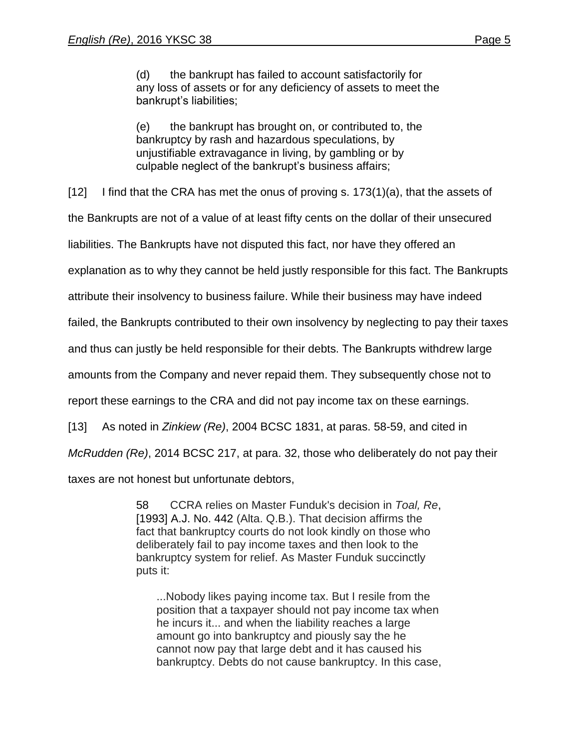> (d) the bankrupt has failed to account satisfactorily for any loss of assets or for any deficiency of assets to meet the bankrupt's liabilities;
>
> (e) the bankrupt has brought on, or contributed to, the bankruptcy by rash and hazardous speculations, by unjustifiable extravagance in living, by gambling or by culpable neglect of the bankrupt's business affairs;

[12] I find that the CRA has met the onus of proving s. 173(1)(a), that the assets of the Bankrupts are not of a value of at least fifty cents on the dollar of their unsecured liabilities. The Bankrupts have not disputed this fact, nor have they offered an explanation as to why they cannot be held justly responsible for this fact. The Bankrupts attribute their insolvency to business failure. While their business may have indeed failed, the Bankrupts contributed to their own insolvency by neglecting to pay their taxes and thus can justly be held responsible for their debts. The Bankrupts withdrew large amounts from the Company and never repaid them. They subsequently chose not to report these earnings to the CRA and did not pay income tax on these earnings.

[13] As noted in *Zinkiew (Re)*, 2004 BCSC 1831, at paras. 58-59, and cited in *McRudden (Re)*, 2014 BCSC 217, at para. 32, those who deliberately do not pay their taxes are not honest but unfortunate debtors,

> 58 CCRA relies on Master Funduk's decision in *Toal, Re*, [1993] A.J. No. 442 (Alta. Q.B.). That decision affirms the fact that bankruptcy courts do not look kindly on those who deliberately fail to pay income taxes and then look to the bankruptcy system for relief. As Master Funduk succinctly puts it:
>
> > ...Nobody likes paying income tax. But I resile from the position that a taxpayer should not pay income tax when he incurs it... and when the liability reaches a large amount go into bankruptcy and piously say the he cannot now pay that large debt and it has caused his bankruptcy. Debts do not cause bankruptcy. In this case,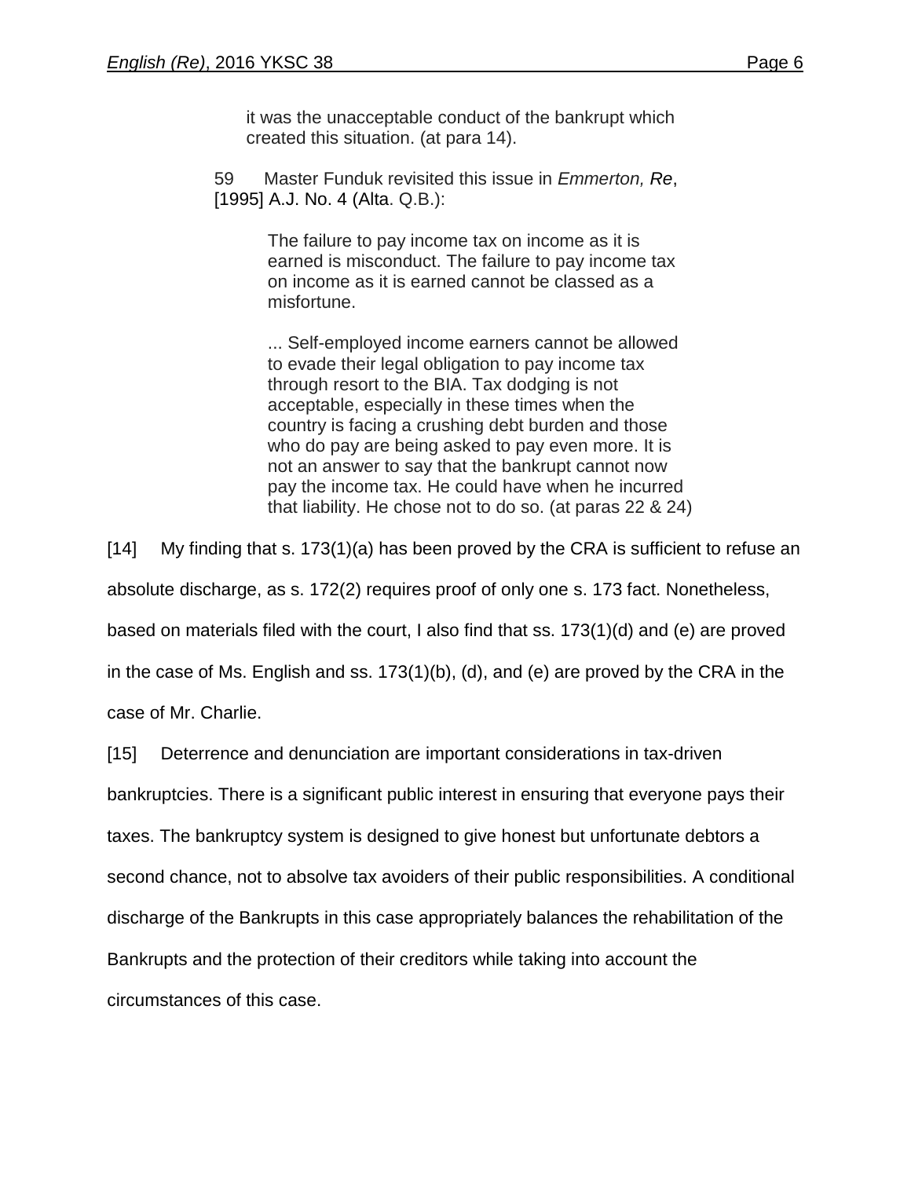> it was the unacceptable conduct of the bankrupt which created this situation. (at para 14).
>
> 59 Master Funduk revisited this issue in *Emmerton, Re*, [1995] A.J. No. 4 (Alta. Q.B.):
>
> > The failure to pay income tax on income as it is earned is misconduct. The failure to pay income tax on income as it is earned cannot be classed as a misfortune.
> >
> > ... Self-employed income earners cannot be allowed to evade their legal obligation to pay income tax through resort to the BIA. Tax dodging is not acceptable, especially in these times when the country is facing a crushing debt burden and those who do pay are being asked to pay even more. It is not an answer to say that the bankrupt cannot now pay the income tax. He could have when he incurred that liability. He chose not to do so. (at paras 22 & 24)

[14] My finding that s. 173(1)(a) has been proved by the CRA is sufficient to refuse an absolute discharge, as s. 172(2) requires proof of only one s. 173 fact. Nonetheless, based on materials filed with the court, I also find that ss. 173(1)(d) and (e) are proved in the case of Ms. English and ss. 173(1)(b), (d), and (e) are proved by the CRA in the case of Mr. Charlie.

[15] Deterrence and denunciation are important considerations in tax-driven bankruptcies. There is a significant public interest in ensuring that everyone pays their taxes. The bankruptcy system is designed to give honest but unfortunate debtors a second chance, not to absolve tax avoiders of their public responsibilities. A conditional discharge of the Bankrupts in this case appropriately balances the rehabilitation of the Bankrupts and the protection of their creditors while taking into account the circumstances of this case.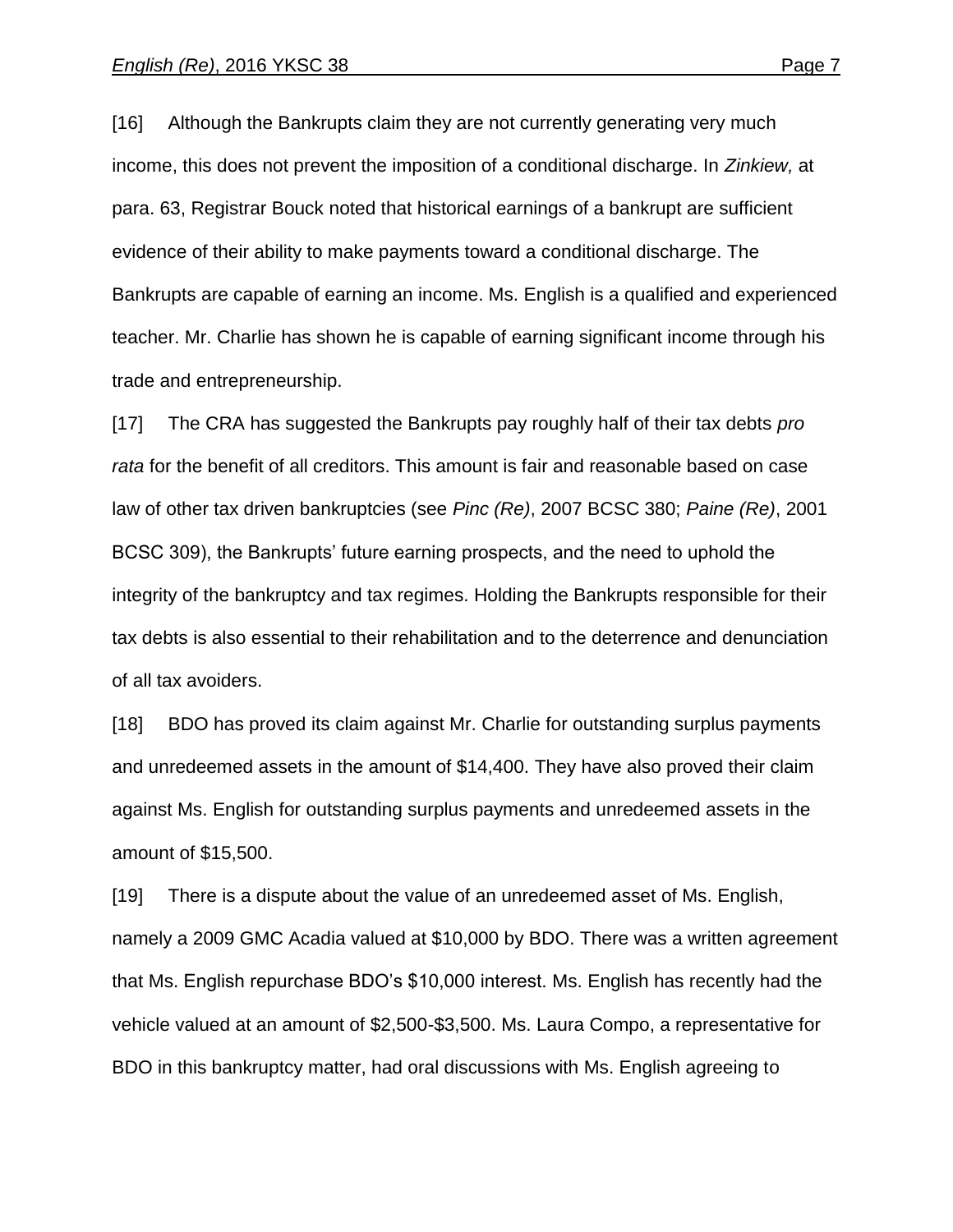[16] Although the Bankrupts claim they are not currently generating very much income, this does not prevent the imposition of a conditional discharge. In *Zinkiew,* at para. 63, Registrar Bouck noted that historical earnings of a bankrupt are sufficient evidence of their ability to make payments toward a conditional discharge. The Bankrupts are capable of earning an income. Ms. English is a qualified and experienced teacher. Mr. Charlie has shown he is capable of earning significant income through his trade and entrepreneurship.

[17] The CRA has suggested the Bankrupts pay roughly half of their tax debts *pro rata* for the benefit of all creditors. This amount is fair and reasonable based on case law of other tax driven bankruptcies (see *Pinc (Re)*, 2007 BCSC 380; *Paine (Re)*, 2001 BCSC 309), the Bankrupts' future earning prospects, and the need to uphold the integrity of the bankruptcy and tax regimes. Holding the Bankrupts responsible for their tax debts is also essential to their rehabilitation and to the deterrence and denunciation of all tax avoiders.

[18] BDO has proved its claim against Mr. Charlie for outstanding surplus payments and unredeemed assets in the amount of $14,400. They have also proved their claim against Ms. English for outstanding surplus payments and unredeemed assets in the amount of $15,500.

[19] There is a dispute about the value of an unredeemed asset of Ms. English, namely a 2009 GMC Acadia valued at $10,000 by BDO. There was a written agreement that Ms. English repurchase BDO's $10,000 interest. Ms. English has recently had the vehicle valued at an amount of $2,500-$3,500. Ms. Laura Compo, a representative for BDO in this bankruptcy matter, had oral discussions with Ms. English agreeing to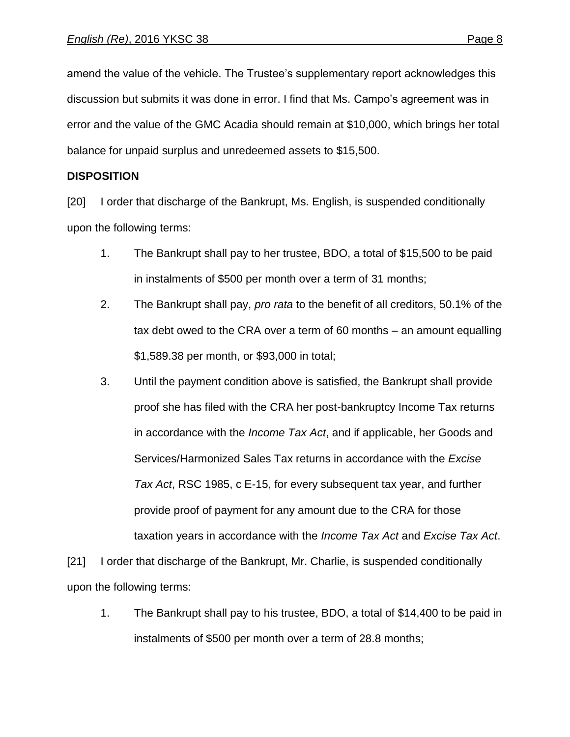amend the value of the vehicle. The Trustee's supplementary report acknowledges this discussion but submits it was done in error. I find that Ms. Campo's agreement was in error and the value of the GMC Acadia should remain at $10,000, which brings her total balance for unpaid surplus and unredeemed assets to $15,500.

**DISPOSITION**

[20] I order that discharge of the Bankrupt, Ms. English, is suspended conditionally upon the following terms:

1. The Bankrupt shall pay to her trustee, BDO, a total of $15,500 to be paid in instalments of $500 per month over a term of 31 months;
2. The Bankrupt shall pay, *pro rata* to the benefit of all creditors, 50.1% of the tax debt owed to the CRA over a term of 60 months – an amount equalling $1,589.38 per month, or $93,000 in total;
3. Until the payment condition above is satisfied, the Bankrupt shall provide proof she has filed with the CRA her post-bankruptcy Income Tax returns in accordance with the *Income Tax Act*, and if applicable, her Goods and Services/Harmonized Sales Tax returns in accordance with the *Excise Tax Act*, RSC 1985, c E-15, for every subsequent tax year, and further provide proof of payment for any amount due to the CRA for those taxation years in accordance with the *Income Tax Act* and *Excise Tax Act*.

[21] I order that discharge of the Bankrupt, Mr. Charlie, is suspended conditionally upon the following terms:

1. The Bankrupt shall pay to his trustee, BDO, a total of $14,400 to be paid in instalments of $500 per month over a term of 28.8 months;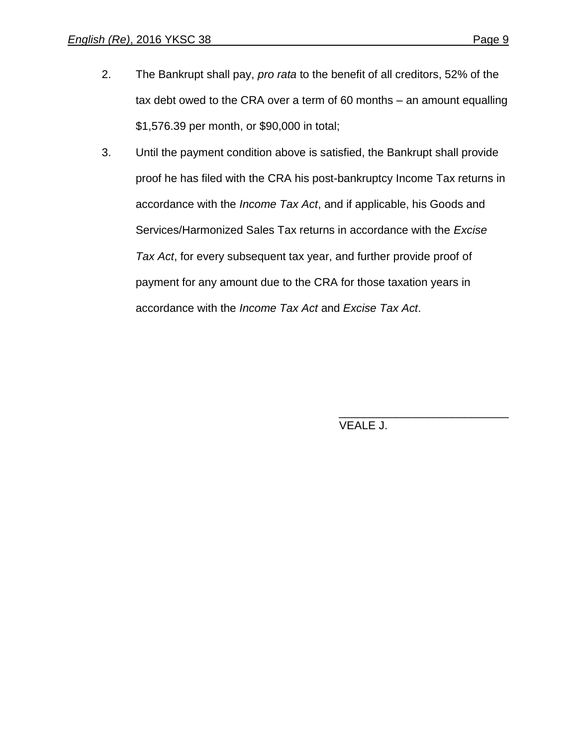2. The Bankrupt shall pay, *pro rata* to the benefit of all creditors, 52% of the tax debt owed to the CRA over a term of 60 months – an amount equalling $1,576.39 per month, or $90,000 in total;

3. Until the payment condition above is satisfied, the Bankrupt shall provide proof he has filed with the CRA his post-bankruptcy Income Tax returns in accordance with the *Income Tax Act*, and if applicable, his Goods and Services/Harmonized Sales Tax returns in accordance with the *Excise Tax Act*, for every subsequent tax year, and further provide proof of payment for any amount due to the CRA for those taxation years in accordance with the *Income Tax Act* and *Excise Tax Act*.

___________________________

VEALE J.